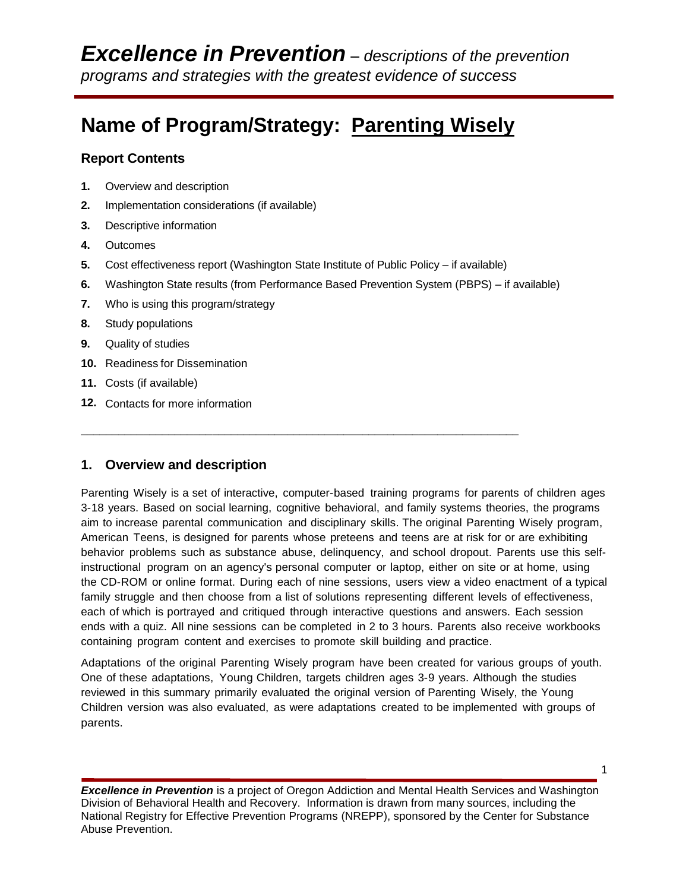# *Excellence in Prevention* – *descriptions of the prevention programs and strategies with the greatest evidence of success*

## Name of Program/Strategy: Parenting Wisely

### Report Contents

1. Overview and description
2. Implementation considerations (if available)
3. Descriptive information
4. Outcomes
5. Cost effectiveness report (Washington State Institute of Public Policy – if available)
6. Washington State results (from Performance Based Prevention System (PBPS) – if available)
7. Who is using this program/strategy
8. Study populations
9. Quality of studies
10. Readiness for Dissemination
11. Costs (if available)
12. Contacts for more information

---

### 1. Overview and description

Parenting Wisely is a set of interactive, computer-based training programs for parents of children ages 3-18 years. Based on social learning, cognitive behavioral, and family systems theories, the programs aim to increase parental communication and disciplinary skills. The original Parenting Wisely program, American Teens, is designed for parents whose preteens and teens are at risk for or are exhibiting behavior problems such as substance abuse, delinquency, and school dropout. Parents use this self-instructional program on an agency's personal computer or laptop, either on site or at home, using the CD-ROM or online format. During each of nine sessions, users view a video enactment of a typical family struggle and then choose from a list of solutions representing different levels of effectiveness, each of which is portrayed and critiqued through interactive questions and answers. Each session ends with a quiz. All nine sessions can be completed in 2 to 3 hours. Parents also receive workbooks containing program content and exercises to promote skill building and practice.

Adaptations of the original Parenting Wisely program have been created for various groups of youth. One of these adaptations, Young Children, targets children ages 3-9 years. Although the studies reviewed in this summary primarily evaluated the original version of Parenting Wisely, the Young Children version was also evaluated, as were adaptations created to be implemented with groups of parents.

***Excellence in Prevention*** is a project of Oregon Addiction and Mental Health Services and Washington Division of Behavioral Health and Recovery. Information is drawn from many sources, including the National Registry for Effective Prevention Programs (NREPP), sponsored by the Center for Substance Abuse Prevention.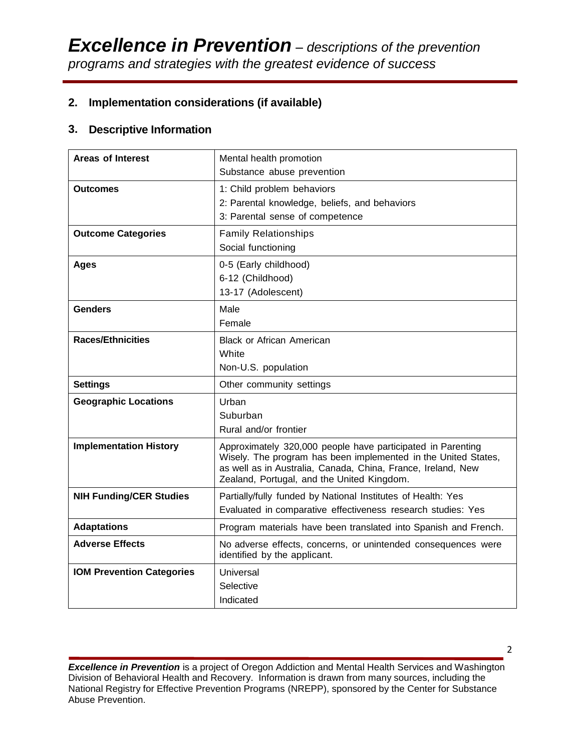## 2. Implementation considerations (if available)

## 3. Descriptive Information

| | |
|---|---|
| **Areas of Interest** | Mental health promotion<br>Substance abuse prevention |
| **Outcomes** | 1: Child problem behaviors<br>2: Parental knowledge, beliefs, and behaviors<br>3: Parental sense of competence |
| **Outcome Categories** | Family Relationships<br>Social functioning |
| **Ages** | 0-5 (Early childhood)<br>6-12 (Childhood)<br>13-17 (Adolescent) |
| **Genders** | Male<br>Female |
| **Races/Ethnicities** | Black or African American<br>White<br>Non-U.S. population |
| **Settings** | Other community settings |
| **Geographic Locations** | Urban<br>Suburban<br>Rural and/or frontier |
| **Implementation History** | Approximately 320,000 people have participated in Parenting Wisely. The program has been implemented in the United States, as well as in Australia, Canada, China, France, Ireland, New Zealand, Portugal, and the United Kingdom. |
| **NIH Funding/CER Studies** | Partially/fully funded by National Institutes of Health: Yes<br>Evaluated in comparative effectiveness research studies: Yes |
| **Adaptations** | Program materials have been translated into Spanish and French. |
| **Adverse Effects** | No adverse effects, concerns, or unintended consequences were identified by the applicant. |
| **IOM Prevention Categories** | Universal<br>Selective<br>Indicated |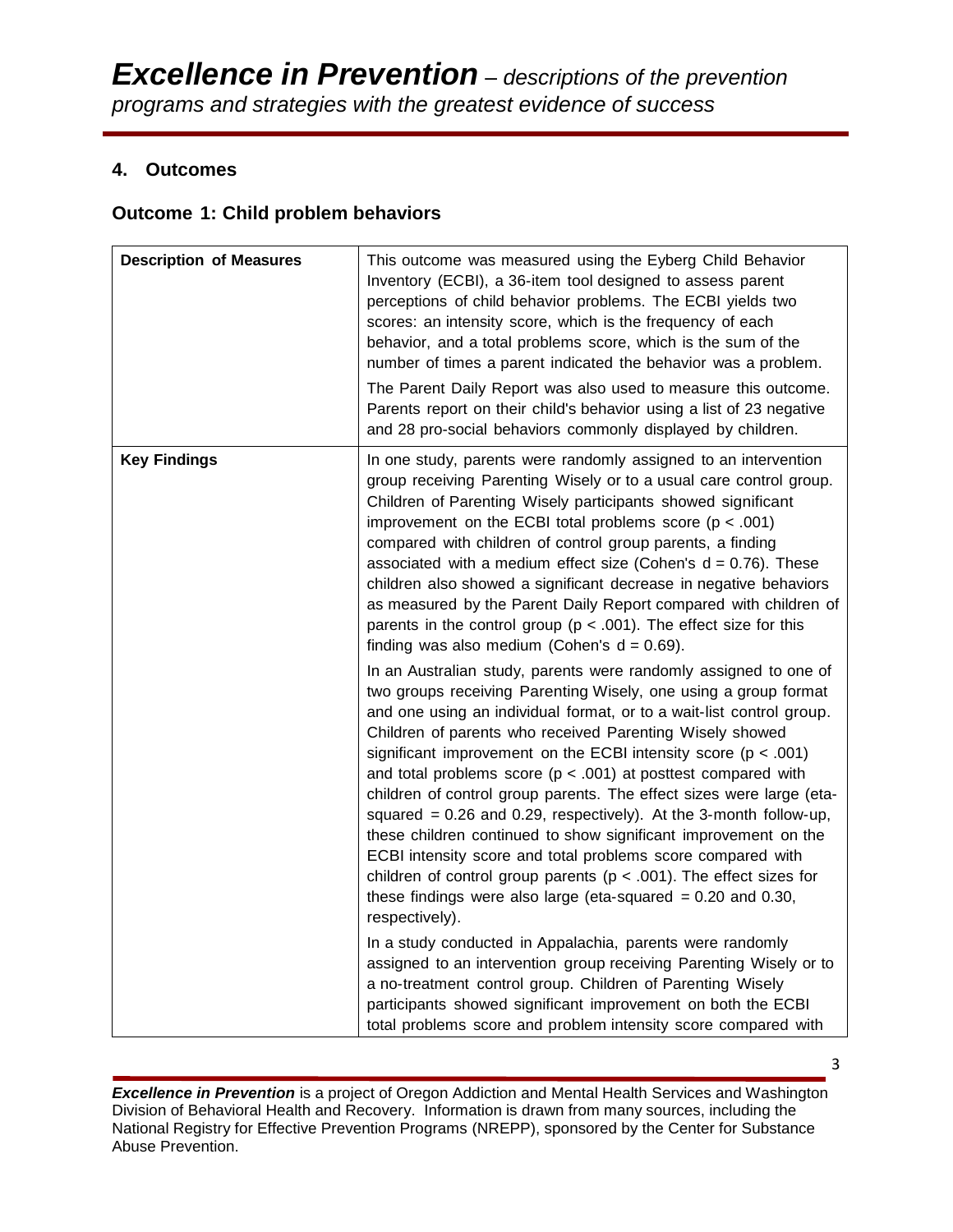## 4. Outcomes

### Outcome 1: Child problem behaviors

| | |
|---|---|
| **Description of Measures** | This outcome was measured using the Eyberg Child Behavior Inventory (ECBI), a 36-item tool designed to assess parent perceptions of child behavior problems. The ECBI yields two scores: an intensity score, which is the frequency of each behavior, and a total problems score, which is the sum of the number of times a parent indicated the behavior was a problem.<br><br>The Parent Daily Report was also used to measure this outcome. Parents report on their child's behavior using a list of 23 negative and 28 pro-social behaviors commonly displayed by children. |
| **Key Findings** | In one study, parents were randomly assigned to an intervention group receiving Parenting Wisely or to a usual care control group. Children of Parenting Wisely participants showed significant improvement on the ECBI total problems score ($p < .001$) compared with children of control group parents, a finding associated with a medium effect size (Cohen's $d = 0.76$). These children also showed a significant decrease in negative behaviors as measured by the Parent Daily Report compared with children of parents in the control group ($p < .001$). The effect size for this finding was also medium (Cohen's $d = 0.69$).<br><br>In an Australian study, parents were randomly assigned to one of two groups receiving Parenting Wisely, one using a group format and one using an individual format, or to a wait-list control group. Children of parents who received Parenting Wisely showed significant improvement on the ECBI intensity score ($p < .001$) and total problems score ($p < .001$) at posttest compared with children of control group parents. The effect sizes were large (eta-squared = 0.26 and 0.29, respectively). At the 3-month follow-up, these children continued to show significant improvement on the ECBI intensity score and total problems score compared with children of control group parents ($p < .001$). The effect sizes for these findings were also large (eta-squared = 0.20 and 0.30, respectively).<br><br>In a study conducted in Appalachia, parents were randomly assigned to an intervention group receiving Parenting Wisely or to a no-treatment control group. Children of Parenting Wisely participants showed significant improvement on both the ECBI total problems score and problem intensity score compared with |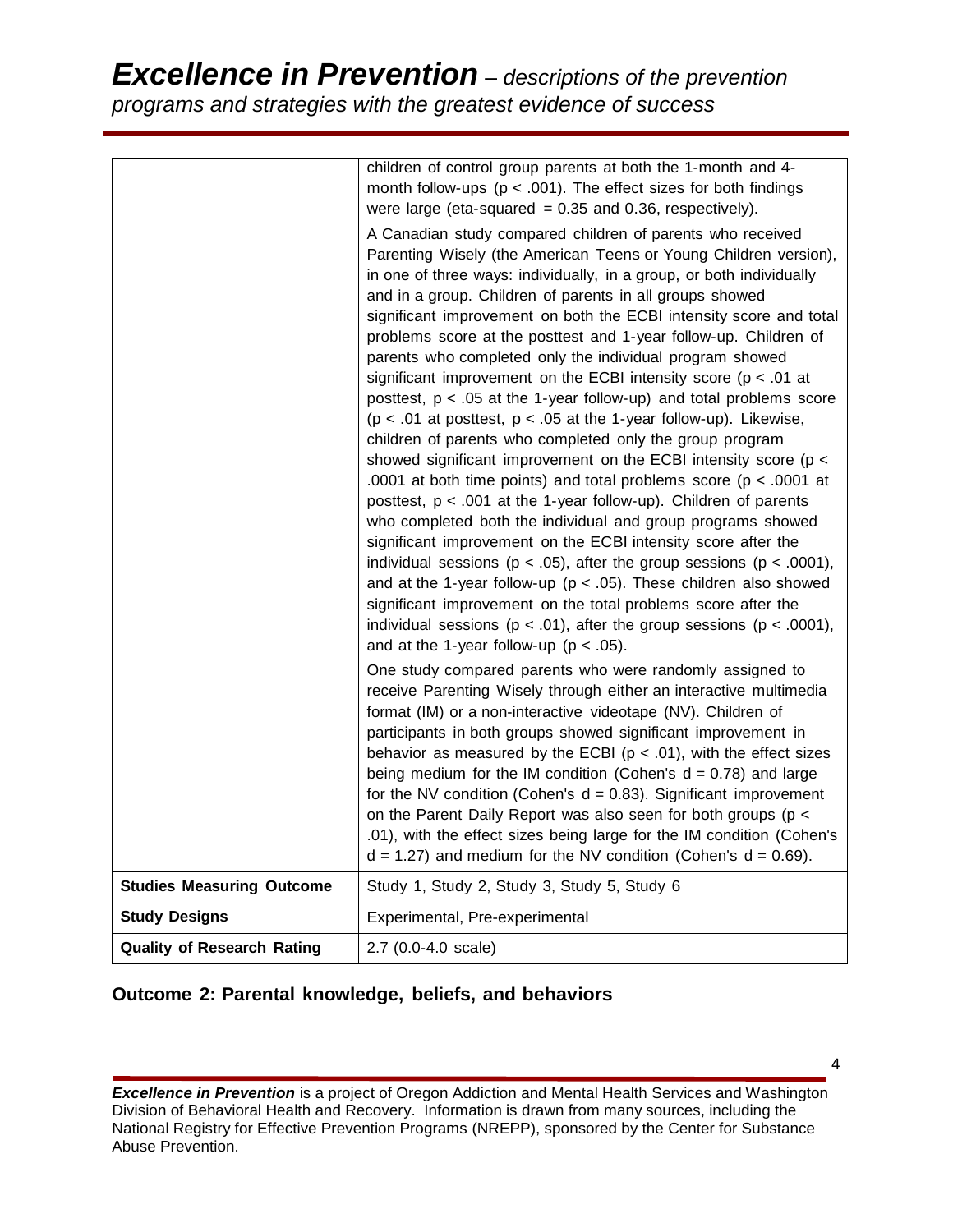| | |
|---|---|
| | children of control group parents at both the 1-month and 4-month follow-ups ($p < .001$). The effect sizes for both findings were large (eta-squared = 0.35 and 0.36, respectively).<br><br>A Canadian study compared children of parents who received Parenting Wisely (the American Teens or Young Children version), in one of three ways: individually, in a group, or both individually and in a group. Children of parents in all groups showed significant improvement on both the ECBI intensity score and total problems score at the posttest and 1-year follow-up. Children of parents who completed only the individual program showed significant improvement on the ECBI intensity score ($p < .01$ at posttest, $p < .05$ at the 1-year follow-up) and total problems score ($p < .01$ at posttest, $p < .05$ at the 1-year follow-up). Likewise, children of parents who completed only the group program showed significant improvement on the ECBI intensity score ($p < .0001$ at both time points) and total problems score ($p < .0001$ at posttest, $p < .001$ at the 1-year follow-up). Children of parents who completed both the individual and group programs showed significant improvement on the ECBI intensity score after the individual sessions ($p < .05$), after the group sessions ($p < .0001$), and at the 1-year follow-up ($p < .05$). These children also showed significant improvement on the total problems score after the individual sessions ($p < .01$), after the group sessions ($p < .0001$), and at the 1-year follow-up ($p < .05$).<br><br>One study compared parents who were randomly assigned to receive Parenting Wisely through either an interactive multimedia format (IM) or a non-interactive videotape (NV). Children of participants in both groups showed significant improvement in behavior as measured by the ECBI ($p < .01$), with the effect sizes being medium for the IM condition (Cohen's $d = 0.78$) and large for the NV condition (Cohen's $d = 0.83$). Significant improvement on the Parent Daily Report was also seen for both groups ($p < .01$), with the effect sizes being large for the IM condition (Cohen's $d = 1.27$) and medium for the NV condition (Cohen's $d = 0.69$). |
| **Studies Measuring Outcome** | Study 1, Study 2, Study 3, Study 5, Study 6 |
| **Study Designs** | Experimental, Pre-experimental |
| **Quality of Research Rating** | 2.7 (0.0-4.0 scale) |

## Outcome 2: Parental knowledge, beliefs, and behaviors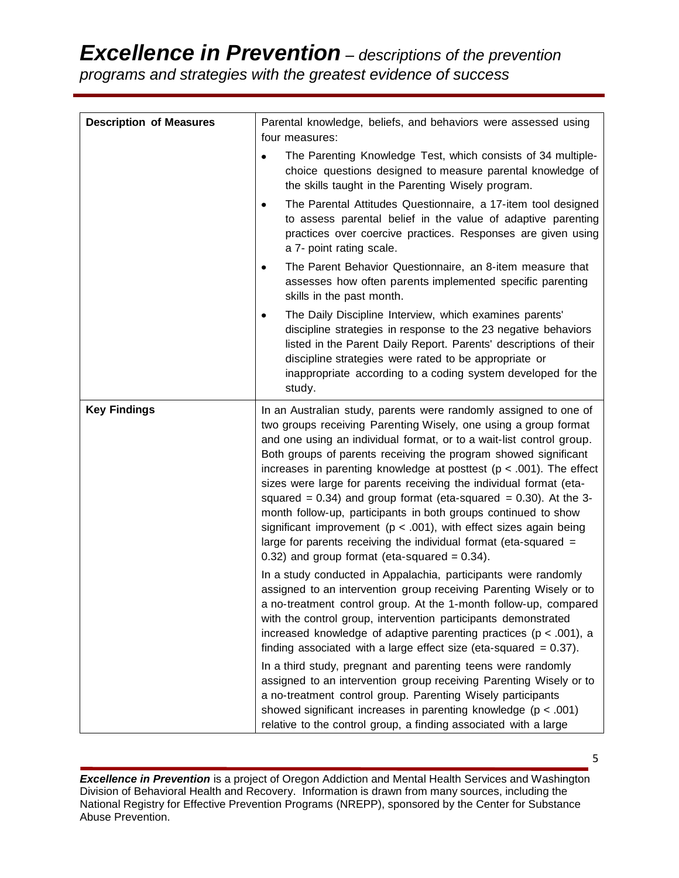| | |
|---|---|
| **Description of Measures** | Parental knowledge, beliefs, and behaviors were assessed using four measures:<br>• The Parenting Knowledge Test, which consists of 34 multiple-choice questions designed to measure parental knowledge of the skills taught in the Parenting Wisely program.<br>• The Parental Attitudes Questionnaire, a 17-item tool designed to assess parental belief in the value of adaptive parenting practices over coercive practices. Responses are given using a 7- point rating scale.<br>• The Parent Behavior Questionnaire, an 8-item measure that assesses how often parents implemented specific parenting skills in the past month.<br>• The Daily Discipline Interview, which examines parents' discipline strategies in response to the 23 negative behaviors listed in the Parent Daily Report. Parents' descriptions of their discipline strategies were rated to be appropriate or inappropriate according to a coding system developed for the study. |
| **Key Findings** | In an Australian study, parents were randomly assigned to one of two groups receiving Parenting Wisely, one using a group format and one using an individual format, or to a wait-list control group. Both groups of parents receiving the program showed significant increases in parenting knowledge at posttest ($p < .001$). The effect sizes were large for parents receiving the individual format (eta-squared = 0.34) and group format (eta-squared = 0.30). At the 3-month follow-up, participants in both groups continued to show significant improvement ($p < .001$), with effect sizes again being large for parents receiving the individual format (eta-squared = 0.32) and group format (eta-squared = 0.34).<br><br>In a study conducted in Appalachia, participants were randomly assigned to an intervention group receiving Parenting Wisely or to a no-treatment control group. At the 1-month follow-up, compared with the control group, intervention participants demonstrated increased knowledge of adaptive parenting practices ($p < .001$), a finding associated with a large effect size (eta-squared = 0.37).<br><br>In a third study, pregnant and parenting teens were randomly assigned to an intervention group receiving Parenting Wisely or to a no-treatment control group. Parenting Wisely participants showed significant increases in parenting knowledge ($p < .001$) relative to the control group, a finding associated with a large |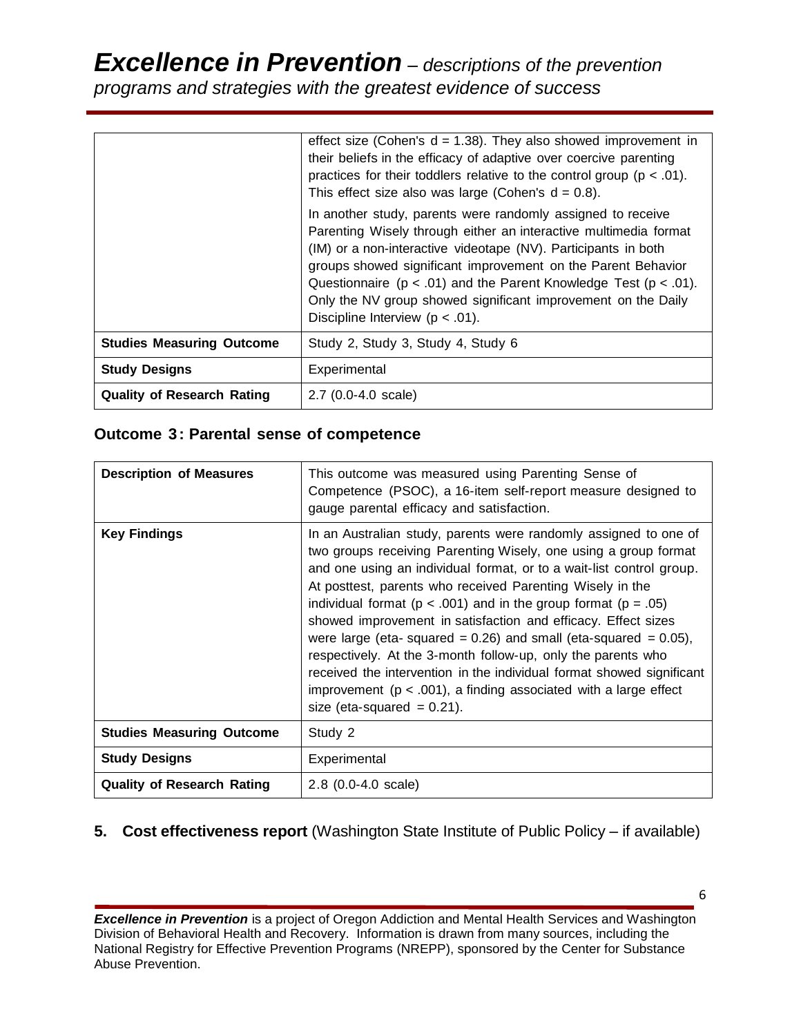| | |
|---|---|
| | effect size (Cohen's $d = 1.38$). They also showed improvement in their beliefs in the efficacy of adaptive over coercive parenting practices for their toddlers relative to the control group ($p < .01$). This effect size also was large (Cohen's $d = 0.8$).<br><br>In another study, parents were randomly assigned to receive Parenting Wisely through either an interactive multimedia format (IM) or a non-interactive videotape (NV). Participants in both groups showed significant improvement on the Parent Behavior Questionnaire ($p < .01$) and the Parent Knowledge Test ($p < .01$). Only the NV group showed significant improvement on the Daily Discipline Interview ($p < .01$). |
| **Studies Measuring Outcome** | Study 2, Study 3, Study 4, Study 6 |
| **Study Designs** | Experimental |
| **Quality of Research Rating** | 2.7 (0.0-4.0 scale) |

### Outcome 3: Parental sense of competence

| | |
|---|---|
| **Description of Measures** | This outcome was measured using Parenting Sense of Competence (PSOC), a 16-item self-report measure designed to gauge parental efficacy and satisfaction. |
| **Key Findings** | In an Australian study, parents were randomly assigned to one of two groups receiving Parenting Wisely, one using a group format and one using an individual format, or to a wait-list control group. At posttest, parents who received Parenting Wisely in the individual format ($p < .001$) and in the group format ($p = .05$) showed improvement in satisfaction and efficacy. Effect sizes were large (eta- squared = 0.26) and small (eta-squared = 0.05), respectively. At the 3-month follow-up, only the parents who received the intervention in the individual format showed significant improvement ($p < .001$), a finding associated with a large effect size (eta-squared = 0.21). |
| **Studies Measuring Outcome** | Study 2 |
| **Study Designs** | Experimental |
| **Quality of Research Rating** | 2.8 (0.0-4.0 scale) |

## 5. **Cost effectiveness report** (Washington State Institute of Public Policy – if available)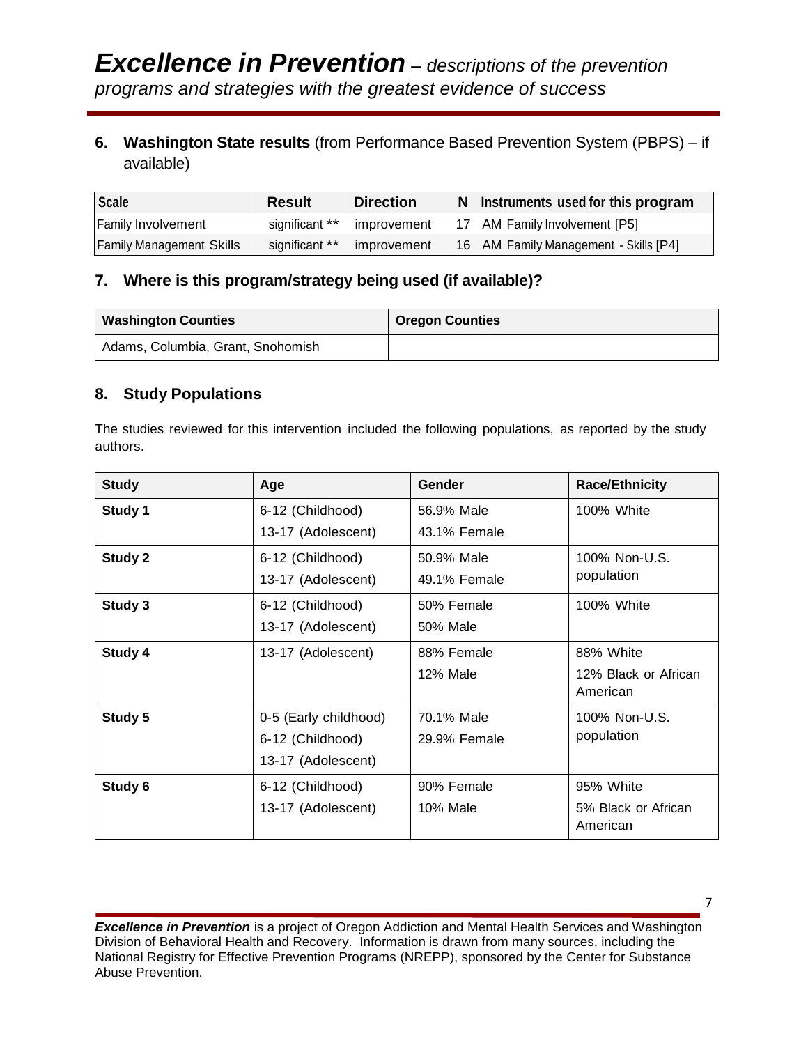# *Excellence in Prevention* – *descriptions of the prevention programs and strategies with the greatest evidence of success*

## 6. Washington State results (from Performance Based Prevention System (PBPS) – if available)

| Scale | Result | Direction | N | Instruments used for this program |
|---|---|---|---|---|
| Family Involvement | significant ** | improvement | 17 | AM Family Involvement [P5] |
| Family Management Skills | significant ** | improvement | 16 | AM Family Management - Skills [P4] |

## 7. Where is this program/strategy being used (if available)?

| Washington Counties | Oregon Counties |
|---|---|
| Adams, Columbia, Grant, Snohomish | |

## 8. Study Populations

The studies reviewed for this intervention included the following populations, as reported by the study authors.

| Study | Age | Gender | Race/Ethnicity |
|---|---|---|---|
| **Study 1** | 6-12 (Childhood)<br>13-17 (Adolescent) | 56.9% Male<br>43.1% Female | 100% White |
| **Study 2** | 6-12 (Childhood)<br>13-17 (Adolescent) | 50.9% Male<br>49.1% Female | 100% Non-U.S. population |
| **Study 3** | 6-12 (Childhood)<br>13-17 (Adolescent) | 50% Female<br>50% Male | 100% White |
| **Study 4** | 13-17 (Adolescent) | 88% Female<br>12% Male | 88% White<br>12% Black or African American |
| **Study 5** | 0-5 (Early childhood)<br>6-12 (Childhood)<br>13-17 (Adolescent) | 70.1% Male<br>29.9% Female | 100% Non-U.S. population |
| **Study 6** | 6-12 (Childhood)<br>13-17 (Adolescent) | 90% Female<br>10% Male | 95% White<br>5% Black or African American |

***Excellence in Prevention*** is a project of Oregon Addiction and Mental Health Services and Washington Division of Behavioral Health and Recovery. Information is drawn from many sources, including the National Registry for Effective Prevention Programs (NREPP), sponsored by the Center for Substance Abuse Prevention.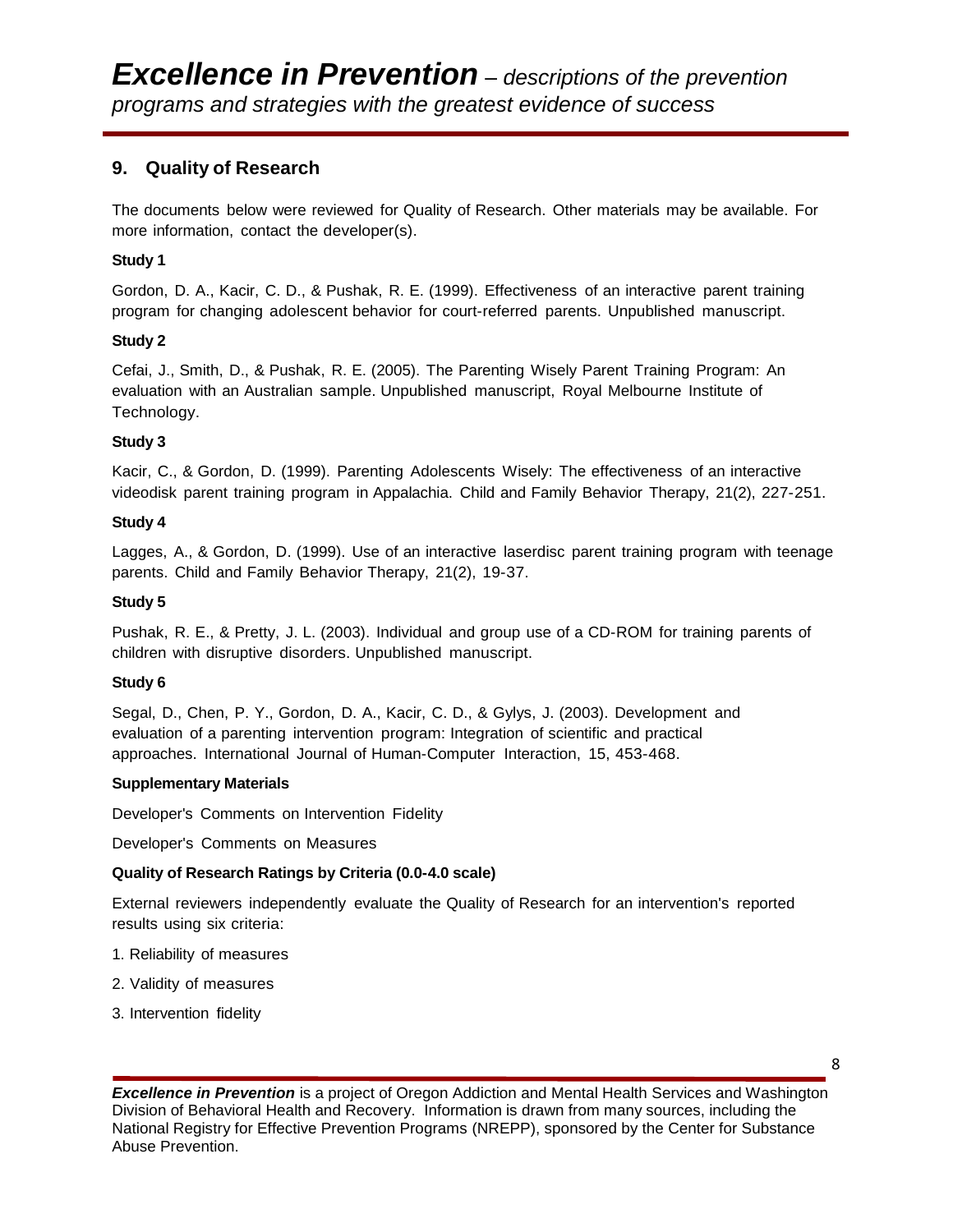## 9. Quality of Research

The documents below were reviewed for Quality of Research. Other materials may be available. For more information, contact the developer(s).

**Study 1**

Gordon, D. A., Kacir, C. D., & Pushak, R. E. (1999). Effectiveness of an interactive parent training program for changing adolescent behavior for court-referred parents. Unpublished manuscript.

**Study 2**

Cefai, J., Smith, D., & Pushak, R. E. (2005). The Parenting Wisely Parent Training Program: An evaluation with an Australian sample. Unpublished manuscript, Royal Melbourne Institute of Technology.

**Study 3**

Kacir, C., & Gordon, D. (1999). Parenting Adolescents Wisely: The effectiveness of an interactive videodisk parent training program in Appalachia. Child and Family Behavior Therapy, 21(2), 227-251.

**Study 4**

Lagges, A., & Gordon, D. (1999). Use of an interactive laserdisc parent training program with teenage parents. Child and Family Behavior Therapy, 21(2), 19-37.

**Study 5**

Pushak, R. E., & Pretty, J. L. (2003). Individual and group use of a CD-ROM for training parents of children with disruptive disorders. Unpublished manuscript.

**Study 6**

Segal, D., Chen, P. Y., Gordon, D. A., Kacir, C. D., & Gylys, J. (2003). Development and evaluation of a parenting intervention program: Integration of scientific and practical approaches. International Journal of Human-Computer Interaction, 15, 453-468.

**Supplementary Materials**

Developer's Comments on Intervention Fidelity

Developer's Comments on Measures

**Quality of Research Ratings by Criteria (0.0-4.0 scale)**

External reviewers independently evaluate the Quality of Research for an intervention's reported results using six criteria:

1. Reliability of measures
2. Validity of measures
3. Intervention fidelity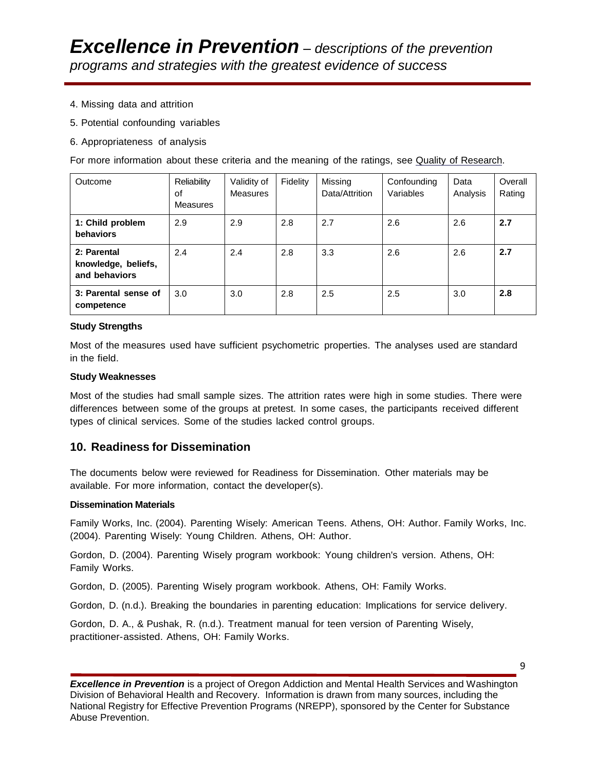4. Missing data and attrition

5. Potential confounding variables

6. Appropriateness of analysis

For more information about these criteria and the meaning of the ratings, see Quality of Research.

| Outcome | Reliability of Measures | Validity of Measures | Fidelity | Missing Data/Attrition | Confounding Variables | Data Analysis | Overall Rating |
|---|---|---|---|---|---|---|---|
| **1: Child problem behaviors** | 2.9 | 2.9 | 2.8 | 2.7 | 2.6 | 2.6 | **2.7** |
| **2: Parental knowledge, beliefs, and behaviors** | 2.4 | 2.4 | 2.8 | 3.3 | 2.6 | 2.6 | **2.7** |
| **3: Parental sense of competence** | 3.0 | 3.0 | 2.8 | 2.5 | 2.5 | 3.0 | **2.8** |

**Study Strengths**

Most of the measures used have sufficient psychometric properties. The analyses used are standard in the field.

**Study Weaknesses**

Most of the studies had small sample sizes. The attrition rates were high in some studies. There were differences between some of the groups at pretest. In some cases, the participants received different types of clinical services. Some of the studies lacked control groups.

## 10. Readiness for Dissemination

The documents below were reviewed for Readiness for Dissemination. Other materials may be available. For more information, contact the developer(s).

**Dissemination Materials**

Family Works, Inc. (2004). Parenting Wisely: American Teens. Athens, OH: Author. Family Works, Inc. (2004). Parenting Wisely: Young Children. Athens, OH: Author.

Gordon, D. (2004). Parenting Wisely program workbook: Young children's version. Athens, OH: Family Works.

Gordon, D. (2005). Parenting Wisely program workbook. Athens, OH: Family Works.

Gordon, D. (n.d.). Breaking the boundaries in parenting education: Implications for service delivery.

Gordon, D. A., & Pushak, R. (n.d.). Treatment manual for teen version of Parenting Wisely, practitioner-assisted. Athens, OH: Family Works.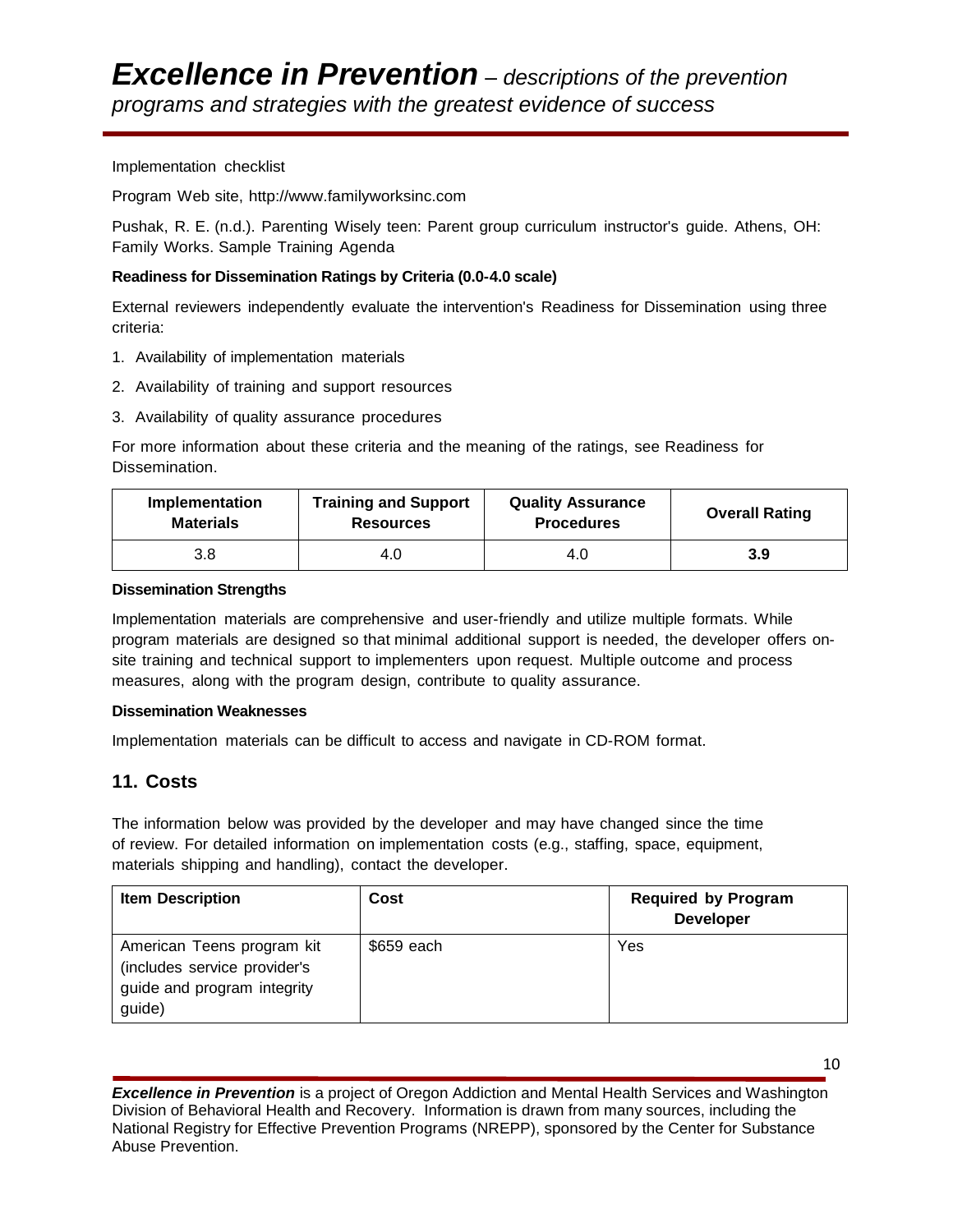Implementation checklist

Program Web site, http://www.familyworksinc.com

Pushak, R. E. (n.d.). Parenting Wisely teen: Parent group curriculum instructor's guide. Athens, OH: Family Works. Sample Training Agenda

**Readiness for Dissemination Ratings by Criteria (0.0-4.0 scale)**

External reviewers independently evaluate the intervention's Readiness for Dissemination using three criteria:

1. Availability of implementation materials
2. Availability of training and support resources
3. Availability of quality assurance procedures

For more information about these criteria and the meaning of the ratings, see Readiness for Dissemination.

| Implementation Materials | Training and Support Resources | Quality Assurance Procedures | Overall Rating |
|---|---|---|---|
| 3.8 | 4.0 | 4.0 | **3.9** |

**Dissemination Strengths**

Implementation materials are comprehensive and user-friendly and utilize multiple formats. While program materials are designed so that minimal additional support is needed, the developer offers on-site training and technical support to implementers upon request. Multiple outcome and process measures, along with the program design, contribute to quality assurance.

**Dissemination Weaknesses**

Implementation materials can be difficult to access and navigate in CD-ROM format.

## 11. Costs

The information below was provided by the developer and may have changed since the time of review. For detailed information on implementation costs (e.g., staffing, space, equipment, materials shipping and handling), contact the developer.

| Item Description | Cost | Required by Program Developer |
|---|---|---|
| American Teens program kit (includes service provider's guide and program integrity guide) | $659 each | Yes |

***Excellence in Prevention*** is a project of Oregon Addiction and Mental Health Services and Washington Division of Behavioral Health and Recovery. Information is drawn from many sources, including the National Registry for Effective Prevention Programs (NREPP), sponsored by the Center for Substance Abuse Prevention.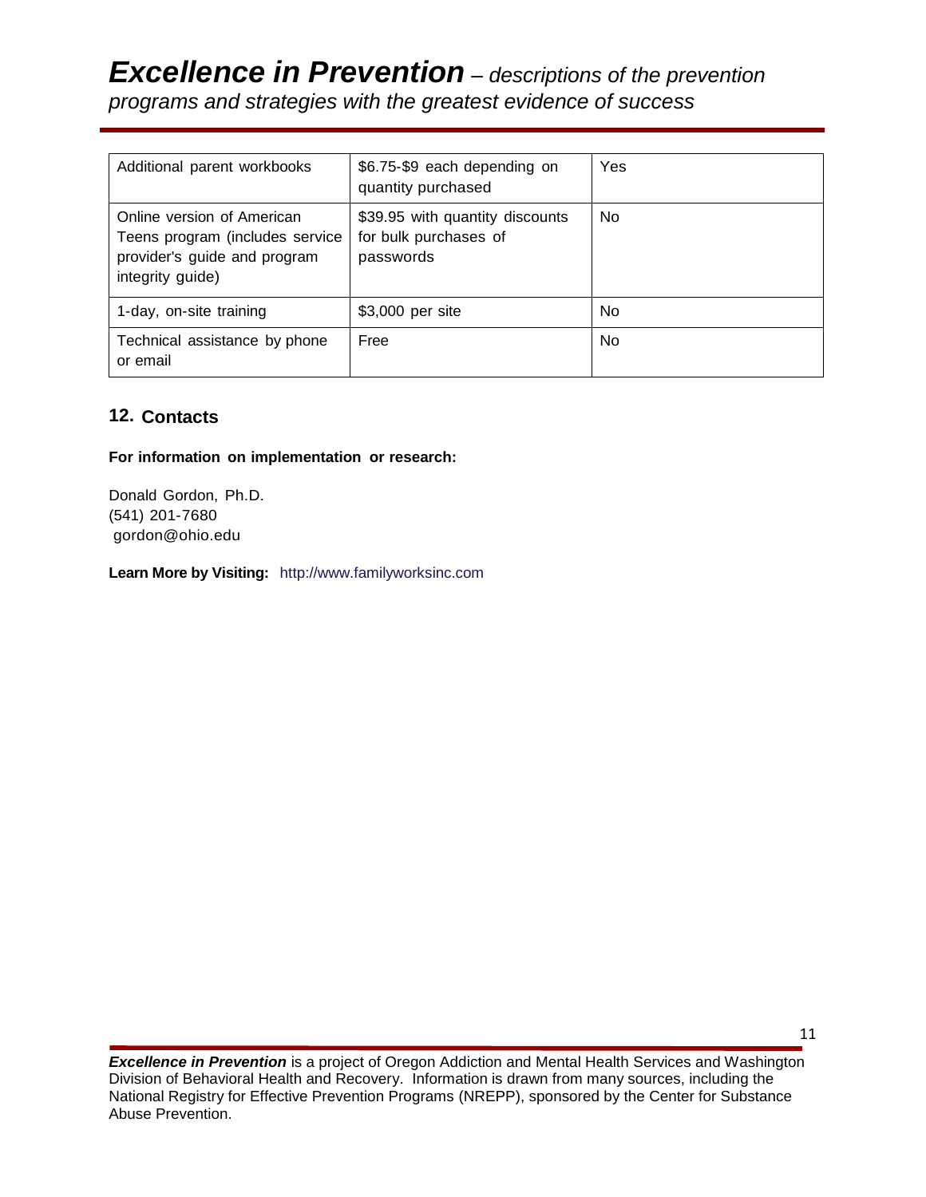| | | |
|---|---|---|
| Additional parent workbooks | \$6.75-\$9 each depending on quantity purchased | Yes |
| Online version of American Teens program (includes service provider's guide and program integrity guide) | \$39.95 with quantity discounts for bulk purchases of passwords | No |
| 1-day, on-site training | \$3,000 per site | No |
| Technical assistance by phone or email | Free | No |

## 12. Contacts

**For information on implementation or research:**

Donald Gordon, Ph.D.
(541) 201-7680
gordon@ohio.edu

**Learn More by Visiting:** http://www.familyworksinc.com

***Excellence in Prevention*** is a project of Oregon Addiction and Mental Health Services and Washington Division of Behavioral Health and Recovery. Information is drawn from many sources, including the National Registry for Effective Prevention Programs (NREPP), sponsored by the Center for Substance Abuse Prevention.